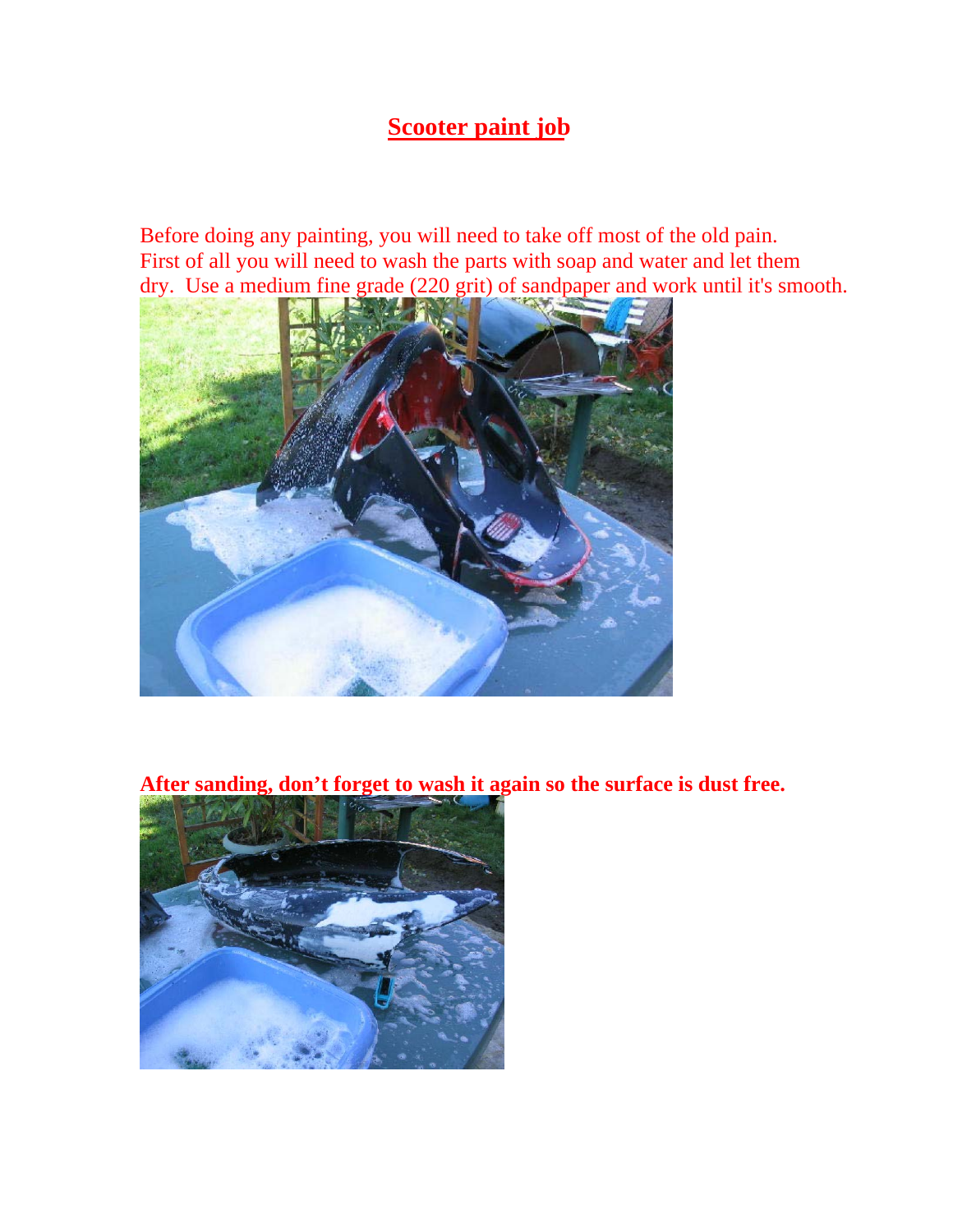# Scooter paint job

Before doing any painting, you will need to take off most of the old pain.
First of all you will need to wash the parts with soap and water and let them dry. Use a medium fine grade (220 grit) of sandpaper and work until it's smooth.

**After sanding, don't forget to wash it again so the surface is dust free.**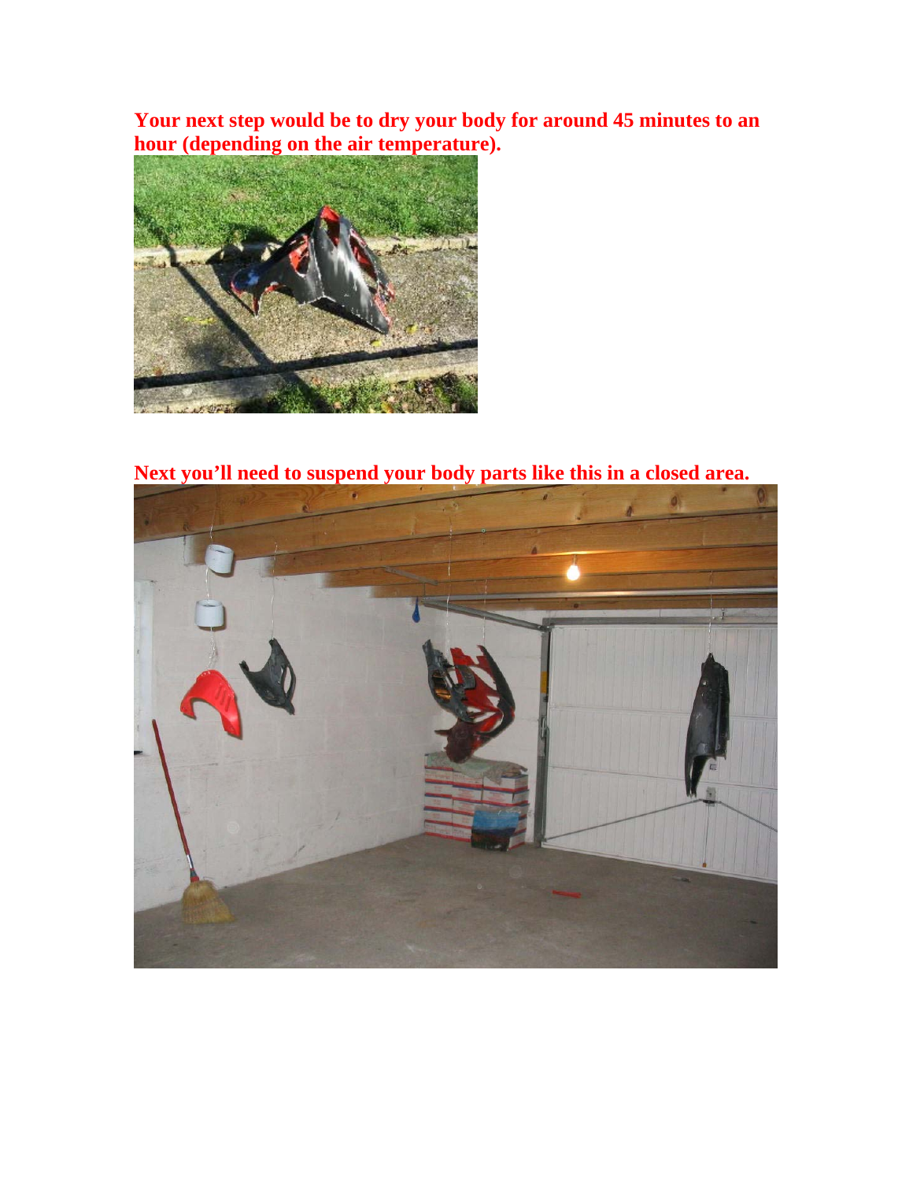**Your next step would be to dry your body for around 45 minutes to an hour (depending on the air temperature).**

**Next you'll need to suspend your body parts like this in a closed area.**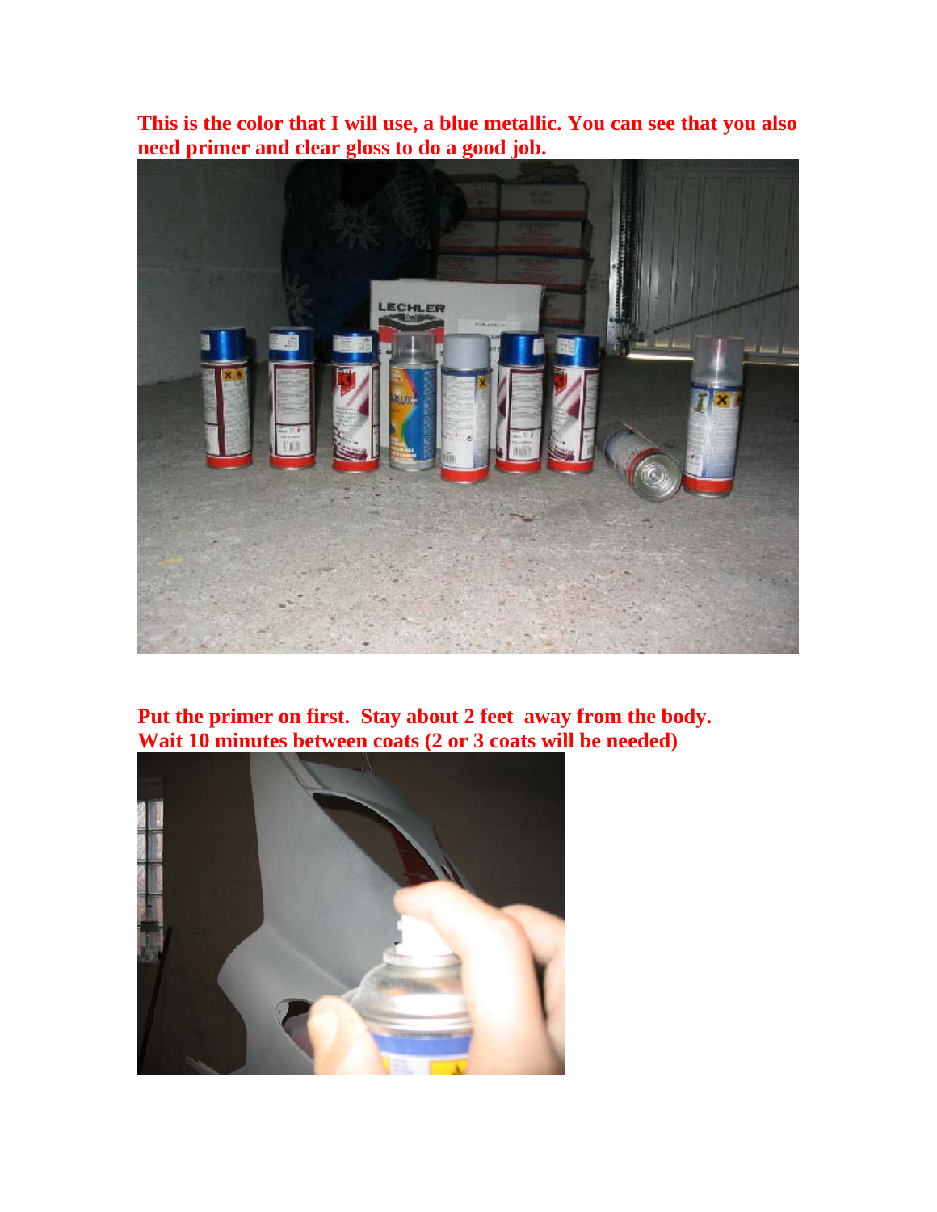**This is the color that I will use, a blue metallic. You can see that you also need primer and clear gloss to do a good job.**

**Put the primer on first. Stay about 2 feet away from the body. Wait 10 minutes between coats (2 or 3 coats will be needed)**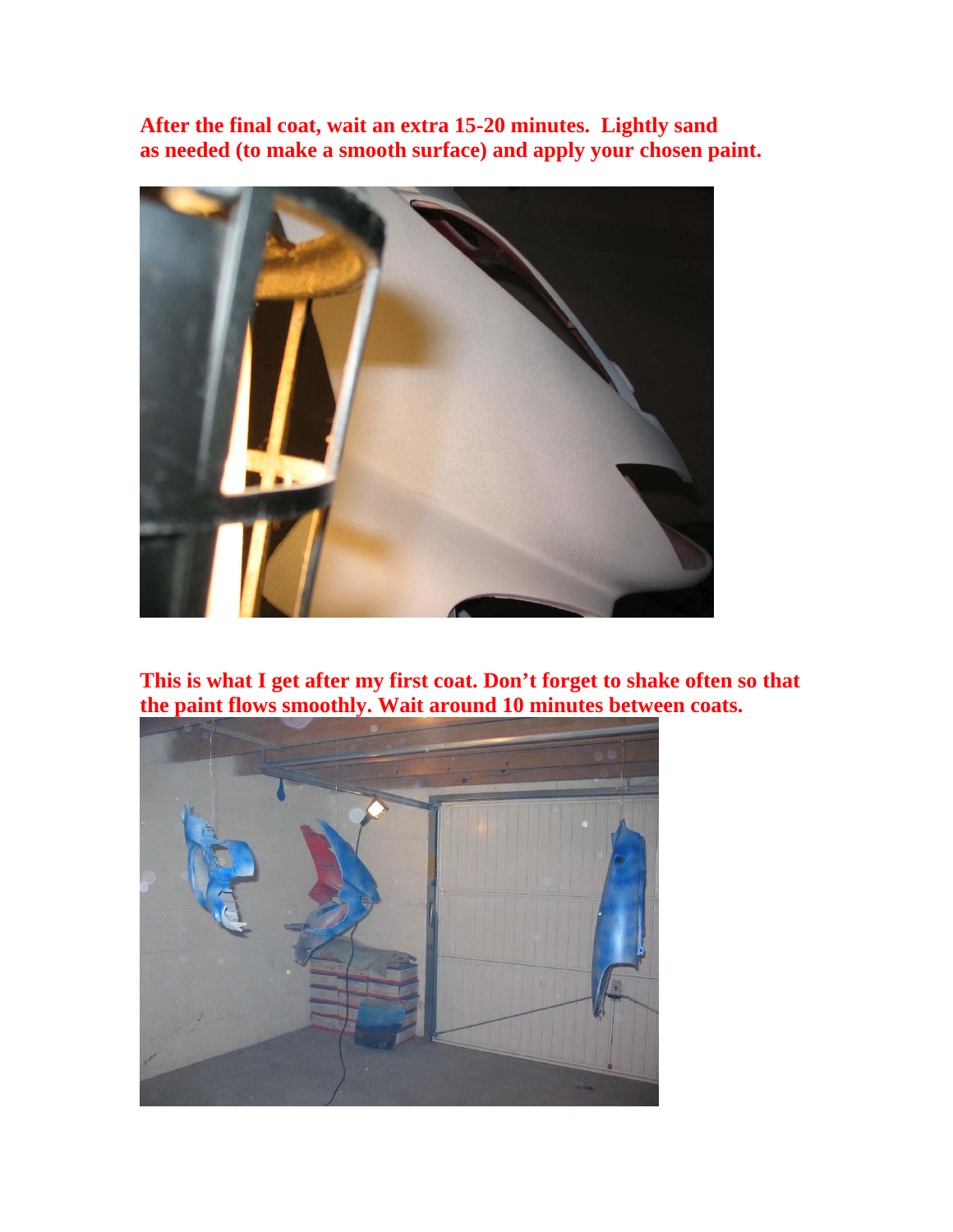**After the final coat, wait an extra 15-20 minutes. Lightly sand as needed (to make a smooth surface) and apply your chosen paint.**

**This is what I get after my first coat. Don't forget to shake often so that the paint flows smoothly. Wait around 10 minutes between coats.**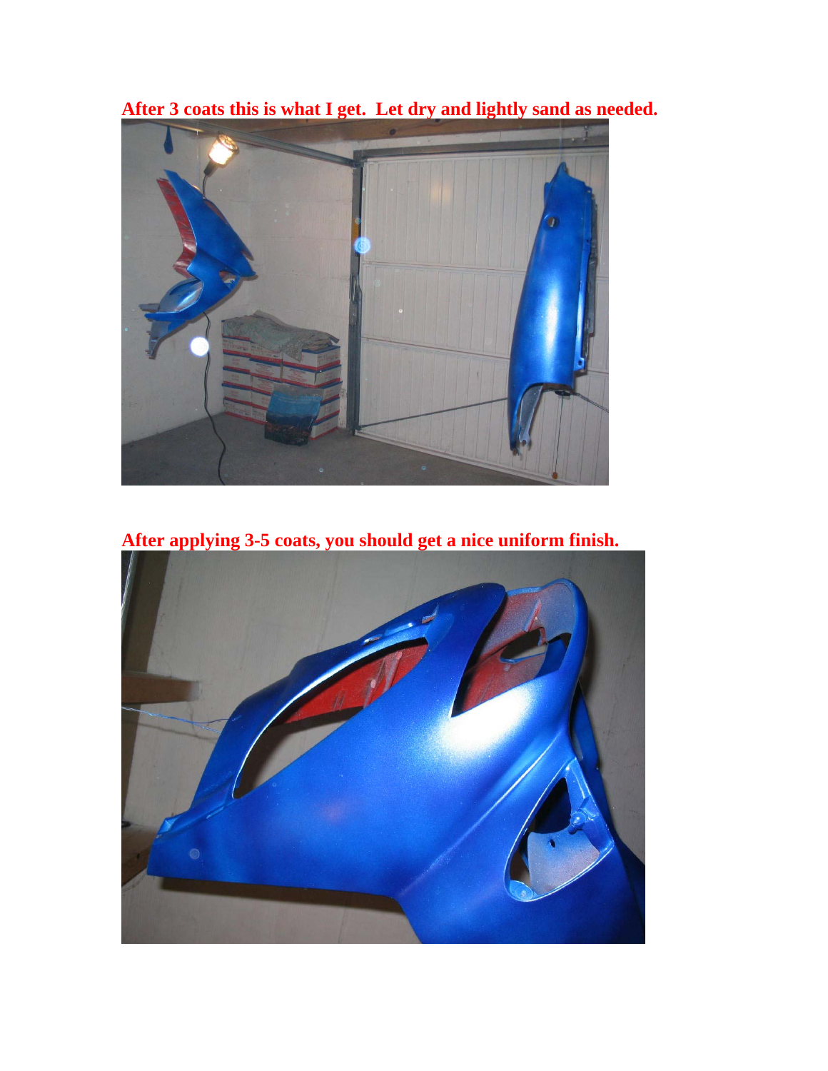**After 3 coats this is what I get. Let dry and lightly sand as needed.**

**After applying 3-5 coats, you should get a nice uniform finish.**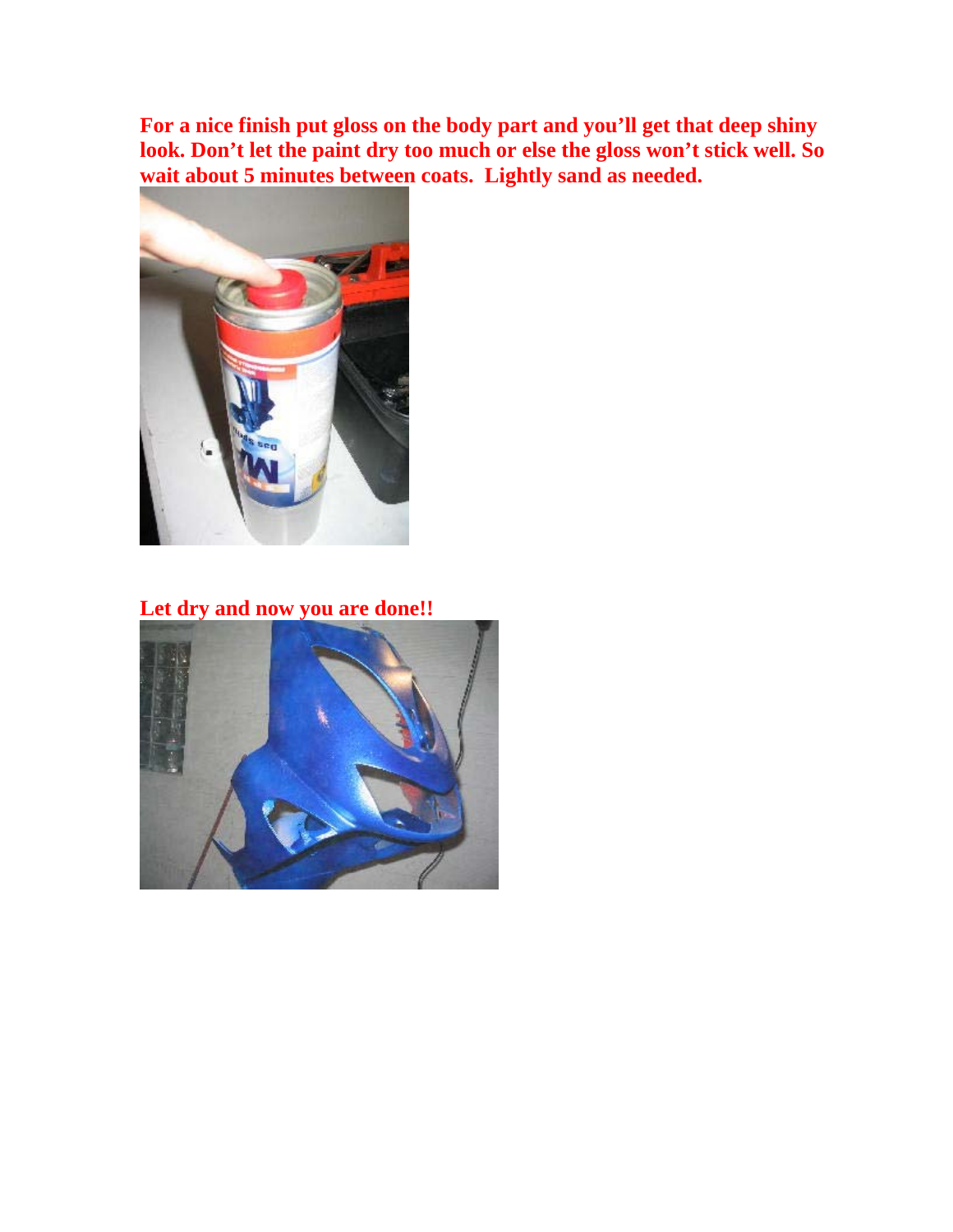**For a nice finish put gloss on the body part and you'll get that deep shiny look. Don't let the paint dry too much or else the gloss won't stick well. So wait about 5 minutes between coats. Lightly sand as needed.**

**Let dry and now you are done!!**